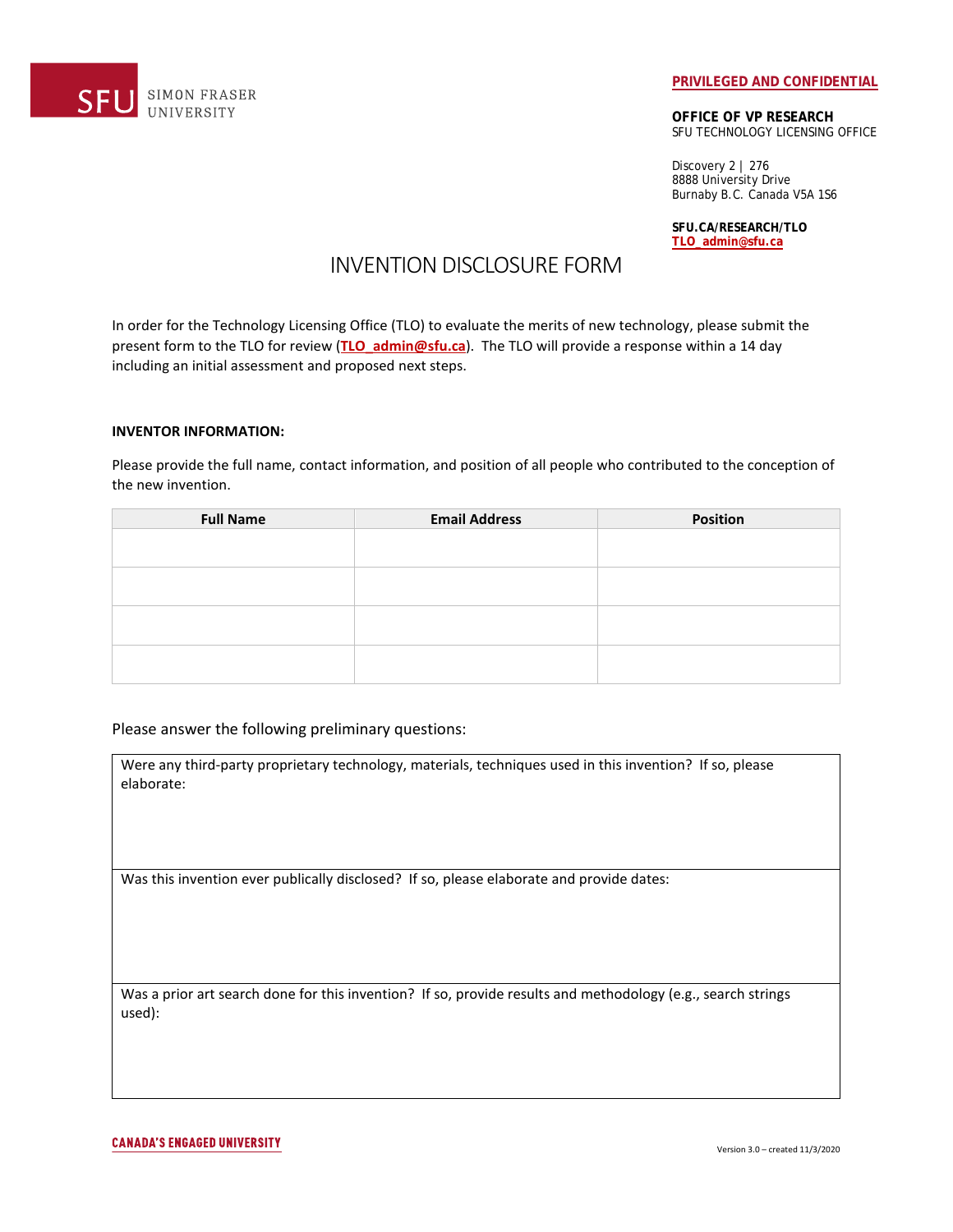**PRIVILEGED AND CONFIDENTIAL**

**OFFICE OF VP RESEARCH**
SFU TECHNOLOGY LICENSING OFFICE

Discovery 2 | 276
8888 University Drive
Burnaby B.C. Canada V5A 1S6

**SFU.CA/RESEARCH/TLO**
**TLO_admin@sfu.ca**

# INVENTION DISCLOSURE FORM

In order for the Technology Licensing Office (TLO) to evaluate the merits of new technology, please submit the present form to the TLO for review (**TLO_admin@sfu.ca**). The TLO will provide a response within a 14 day including an initial assessment and proposed next steps.

**INVENTOR INFORMATION:**

Please provide the full name, contact information, and position of all people who contributed to the conception of the new invention.

| Full Name | Email Address | Position |
|---|---|---|
| | | |
| | | |
| | | |
| | | |

Please answer the following preliminary questions:

| Were any third-party proprietary technology, materials, techniques used in this invention? If so, please elaborate: |
|---|
| Was this invention ever publically disclosed? If so, please elaborate and provide dates: |
| Was a prior art search done for this invention? If so, provide results and methodology (e.g., search strings used): |

CANADA'S ENGAGED UNIVERSITY

Version 3.0 – created 11/3/2020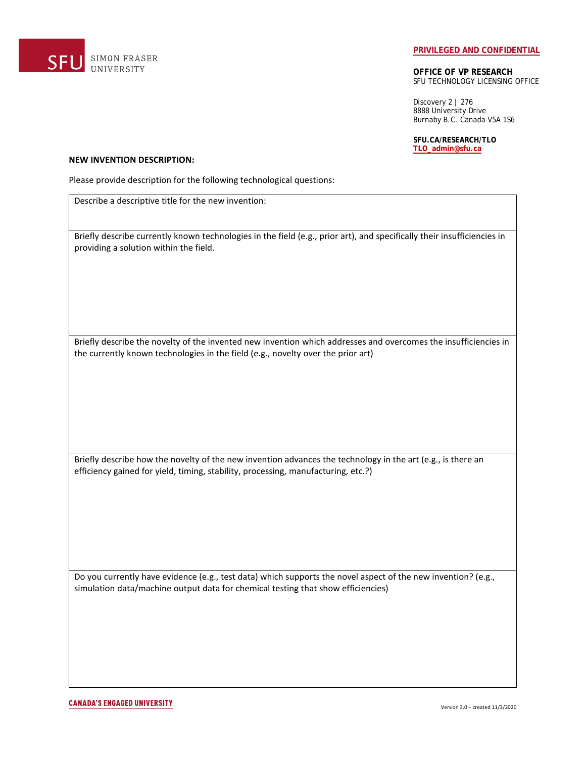**PRIVILEGED AND CONFIDENTIAL**

**OFFICE OF VP RESEARCH**
SFU TECHNOLOGY LICENSING OFFICE

Discovery 2 | 276
8888 University Drive
Burnaby B.C. Canada V5A 1S6

**SFU.CA/RESEARCH/TLO**
**TLO_admin@sfu.ca**

**NEW INVENTION DESCRIPTION:**

Please provide description for the following technological questions:

| Describe a descriptive title for the new invention: |
|---|
| Briefly describe currently known technologies in the field (e.g., prior art), and specifically their insufficiencies in providing a solution within the field. |
| Briefly describe the novelty of the invented new invention which addresses and overcomes the insufficiencies in the currently known technologies in the field (e.g., novelty over the prior art) |
| Briefly describe how the novelty of the new invention advances the technology in the art (e.g., is there an efficiency gained for yield, timing, stability, processing, manufacturing, etc.?) |
| Do you currently have evidence (e.g., test data) which supports the novel aspect of the new invention? (e.g., simulation data/machine output data for chemical testing that show efficiencies) |

**CANADA'S ENGAGED UNIVERSITY**

Version 3.0 – created 11/3/2020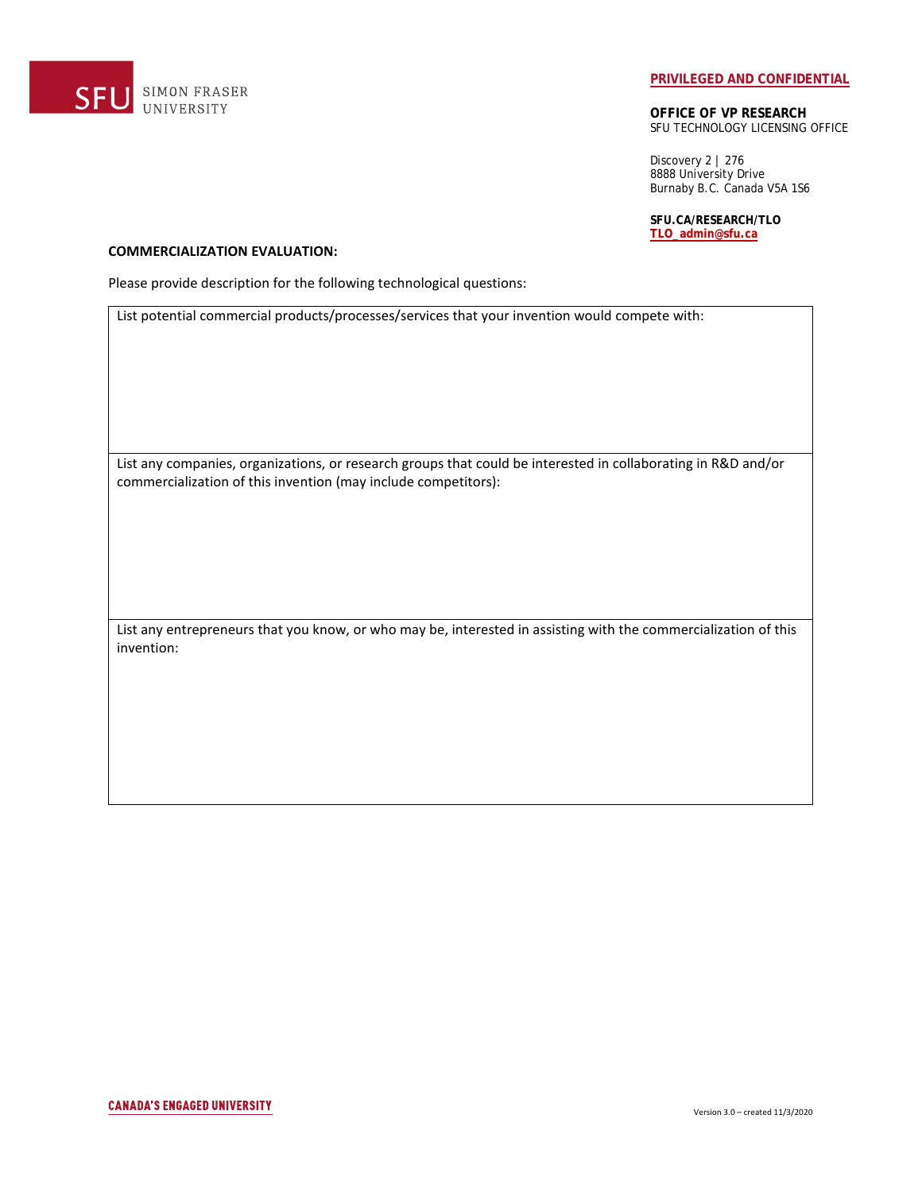**PRIVILEGED AND CONFIDENTIAL**

**OFFICE OF VP RESEARCH**
SFU TECHNOLOGY LICENSING OFFICE

Discovery 2 | 276
8888 University Drive
Burnaby B.C. Canada V5A 1S6

**SFU.CA/RESEARCH/TLO**
**TLO_admin@sfu.ca**

**COMMERCIALIZATION EVALUATION:**

Please provide description for the following technological questions:

| |
|---|
| List potential commercial products/processes/services that your invention would compete with: |
| List any companies, organizations, or research groups that could be interested in collaborating in R&D and/or commercialization of this invention (may include competitors): |
| List any entrepreneurs that you know, or who may be, interested in assisting with the commercialization of this invention: |

**CANADA'S ENGAGED UNIVERSITY**

Version 3.0 – created 11/3/2020